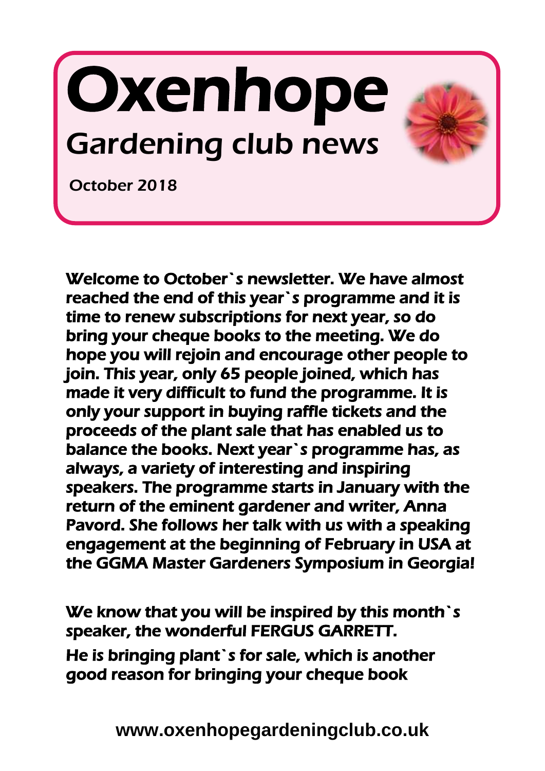# Oxenhope

## Gardening club news

October 2018

**Welcome to October`s newsletter. We have almost reached the end of this year`s programme and it is time to renew subscriptions for next year, so do bring your cheque books to the meeting. We do hope you will rejoin and encourage other people to join. This year, only 65 people joined, which has made it very difficult to fund the programme. It is only your support in buying raffle tickets and the proceeds of the plant sale that has enabled us to balance the books. Next year`s programme has, as always, a variety of interesting and inspiring speakers. The programme starts in January with the return of the eminent gardener and writer, Anna Pavord. She follows her talk with us with a speaking engagement at the beginning of February in USA at the GGMA Master Gardeners Symposium in Georgia!**

**We know that you will be inspired by this month`s speaker, the wonderful FERGUS GARRETT.**

**He is bringing plant`s for sale, which is another good reason for bringing your cheque book**

**www.oxenhopegardeningclub.co.uk**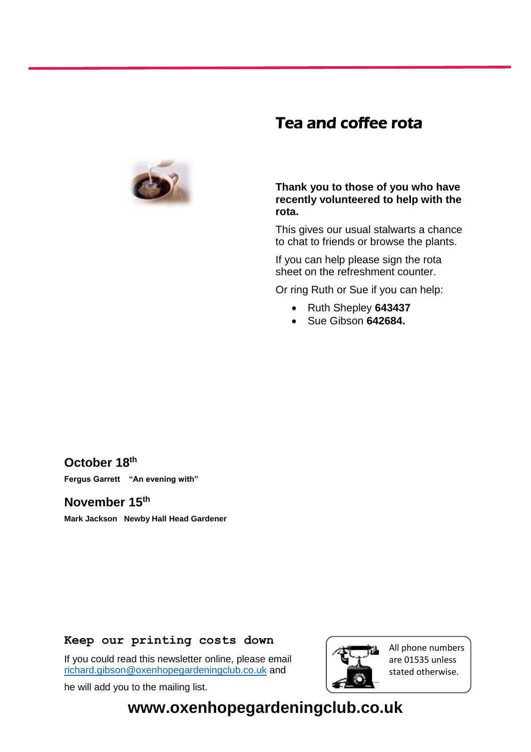## Tea and coffee rota

**Thank you to those of you who have recently volunteered to help with the rota.**

This gives our usual stalwarts a chance to chat to friends or browse the plants.

If you can help please sign the rota sheet on the refreshment counter.

Or ring Ruth or Sue if you can help:

- Ruth Shepley **643437**
- Sue Gibson **642684.**

### October 18th

**Fergus Garrett "An evening with"**

### November 15th

**Mark Jackson Newby Hall Head Gardener**

### Keep our printing costs down

If you could read this newsletter online, please email richard.gibson@oxenhopegardeningclub.co.uk and he will add you to the mailing list.

All phone numbers are 01535 unless stated otherwise.

**www.oxenhopegardeningclub.co.uk**